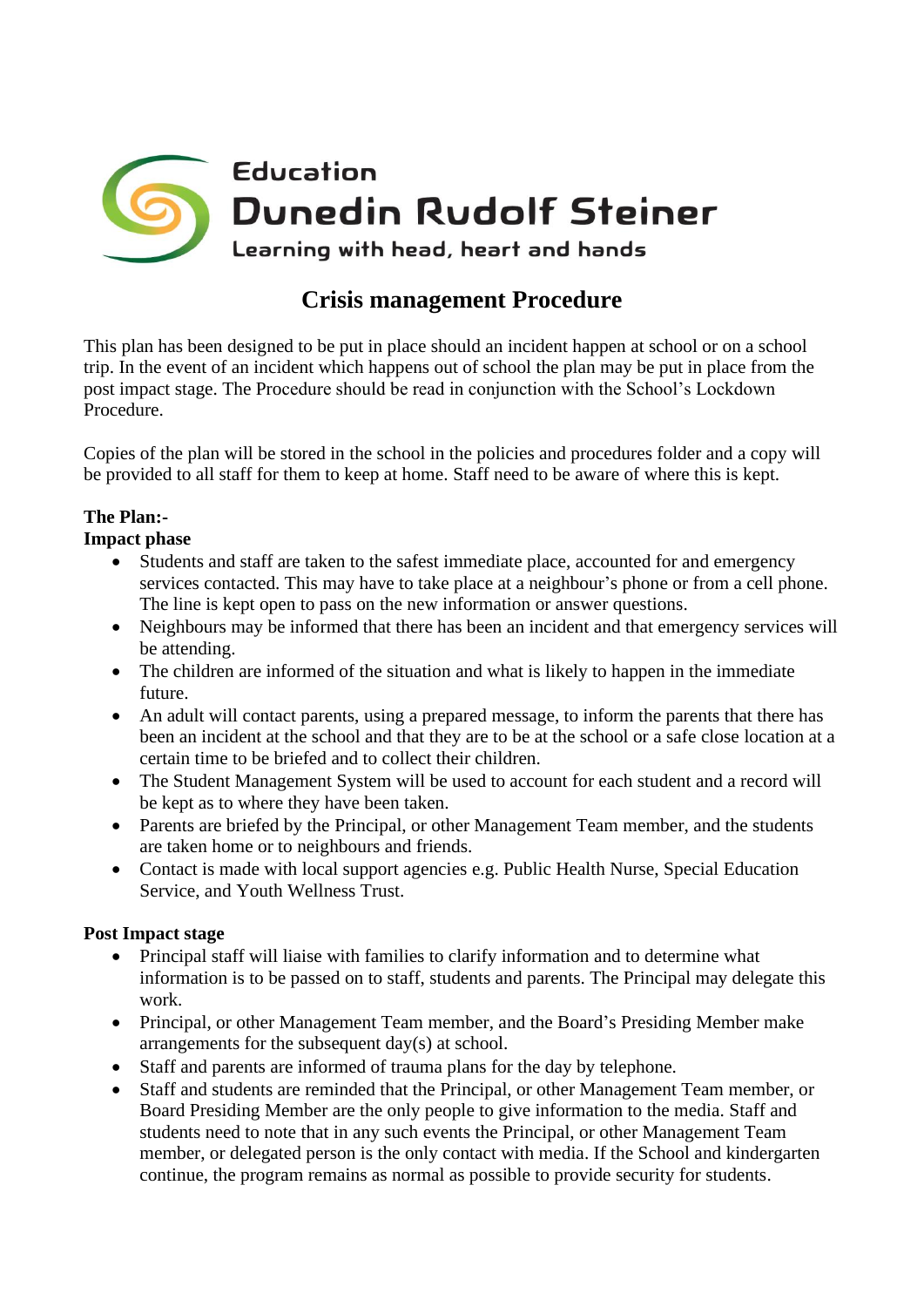Education

Dunedin Rudolf Steiner

Learning with head, heart and hands

# Crisis management Procedure

This plan has been designed to be put in place should an incident happen at school or on a school trip. In the event of an incident which happens out of school the plan may be put in place from the post impact stage. The Procedure should be read in conjunction with the School's Lockdown Procedure.

Copies of the plan will be stored in the school in the policies and procedures folder and a copy will be provided to all staff for them to keep at home. Staff need to be aware of where this is kept.

**The Plan:-**

**Impact phase**

- Students and staff are taken to the safest immediate place, accounted for and emergency services contacted. This may have to take place at a neighbour's phone or from a cell phone. The line is kept open to pass on the new information or answer questions.
- Neighbours may be informed that there has been an incident and that emergency services will be attending.
- The children are informed of the situation and what is likely to happen in the immediate future.
- An adult will contact parents, using a prepared message, to inform the parents that there has been an incident at the school and that they are to be at the school or a safe close location at a certain time to be briefed and to collect their children.
- The Student Management System will be used to account for each student and a record will be kept as to where they have been taken.
- Parents are briefed by the Principal, or other Management Team member, and the students are taken home or to neighbours and friends.
- Contact is made with local support agencies e.g. Public Health Nurse, Special Education Service, and Youth Wellness Trust.

**Post Impact stage**

- Principal staff will liaise with families to clarify information and to determine what information is to be passed on to staff, students and parents. The Principal may delegate this work.
- Principal, or other Management Team member, and the Board's Presiding Member make arrangements for the subsequent day(s) at school.
- Staff and parents are informed of trauma plans for the day by telephone.
- Staff and students are reminded that the Principal, or other Management Team member, or Board Presiding Member are the only people to give information to the media. Staff and students need to note that in any such events the Principal, or other Management Team member, or delegated person is the only contact with media. If the School and kindergarten continue, the program remains as normal as possible to provide security for students.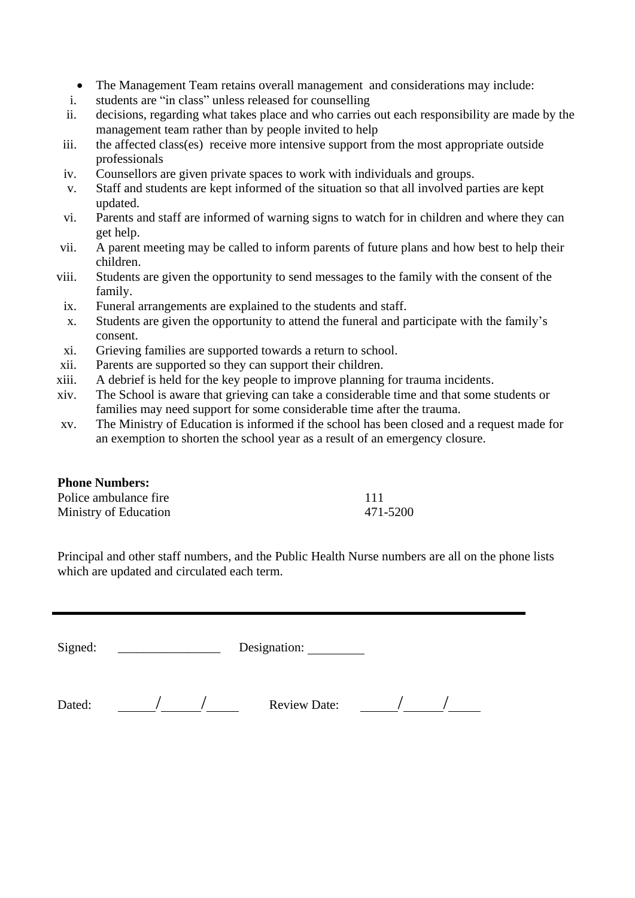- The Management Team retains overall management and considerations may include:

i. students are "in class" unless released for counselling
ii. decisions, regarding what takes place and who carries out each responsibility are made by the management team rather than by people invited to help
iii. the affected class(es) receive more intensive support from the most appropriate outside professionals
iv. Counsellors are given private spaces to work with individuals and groups.
v. Staff and students are kept informed of the situation so that all involved parties are kept updated.
vi. Parents and staff are informed of warning signs to watch for in children and where they can get help.
vii. A parent meeting may be called to inform parents of future plans and how best to help their children.
viii. Students are given the opportunity to send messages to the family with the consent of the family.
ix. Funeral arrangements are explained to the students and staff.
x. Students are given the opportunity to attend the funeral and participate with the family's consent.
xi. Grieving families are supported towards a return to school.
xii. Parents are supported so they can support their children.
xiii. A debrief is held for the key people to improve planning for trauma incidents.
xiv. The School is aware that grieving can take a considerable time and that some students or families may need support for some considerable time after the trauma.
xv. The Ministry of Education is informed if the school has been closed and a request made for an exemption to shorten the school year as a result of an emergency closure.

**Phone Numbers:**

| | |
|---|---|
| Police ambulance fire | 111 |
| Ministry of Education | 471-5200 |

Principal and other staff numbers, and the Public Health Nurse numbers are all on the phone lists which are updated and circulated each term.

---

Signed: ________________ Designation: _________

Dated: ____/____/____ Review Date: ____/____/____